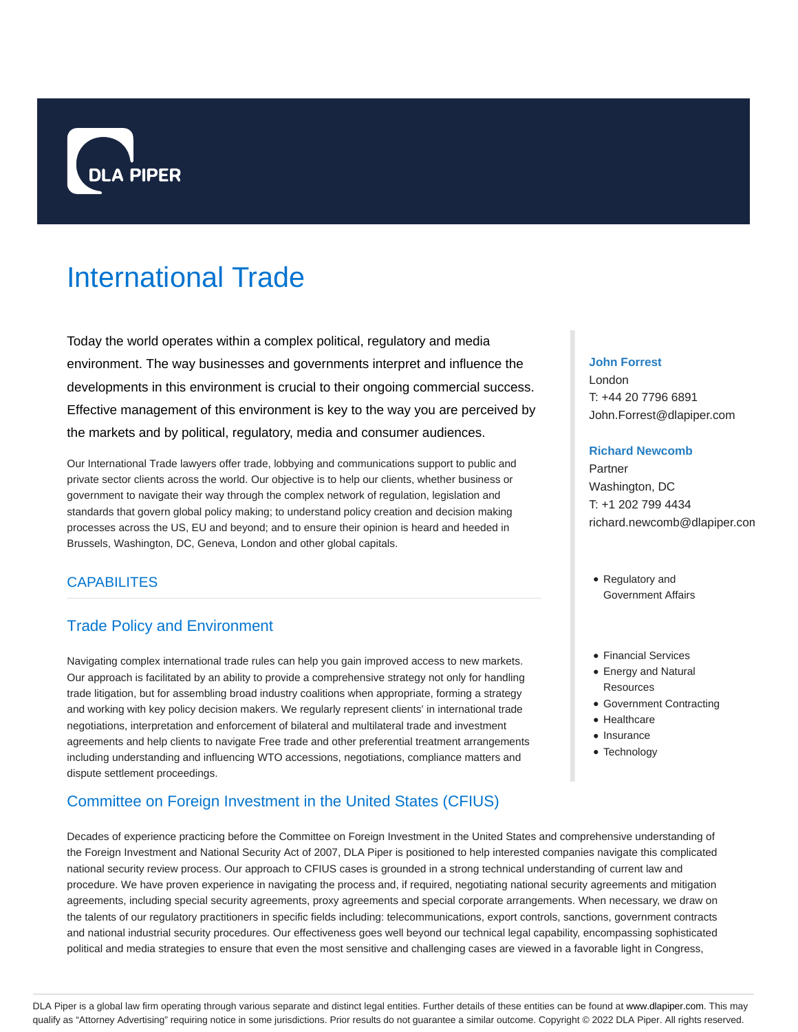DLA PIPER

# International Trade

Today the world operates within a complex political, regulatory and media environment. The way businesses and governments interpret and influence the developments in this environment is crucial to their ongoing commercial success. Effective management of this environment is key to the way you are perceived by the markets and by political, regulatory, media and consumer audiences.

Our International Trade lawyers offer trade, lobbying and communications support to public and private sector clients across the world. Our objective is to help our clients, whether business or government to navigate their way through the complex network of regulation, legislation and standards that govern global policy making; to understand policy creation and decision making processes across the US, EU and beyond; and to ensure their opinion is heard and heeded in Brussels, Washington, DC, Geneva, London and other global capitals.

**John Forrest**
London
T: +44 20 7796 6891
John.Forrest@dlapiper.com

**Richard Newcomb**
Partner
Washington, DC
T: +1 202 799 4434
richard.newcomb@dlapiper.con

- Regulatory and Government Affairs

- Financial Services
- Energy and Natural Resources
- Government Contracting
- Healthcare
- Insurance
- Technology

## CAPABILITES

### Trade Policy and Environment

Navigating complex international trade rules can help you gain improved access to new markets. Our approach is facilitated by an ability to provide a comprehensive strategy not only for handling trade litigation, but for assembling broad industry coalitions when appropriate, forming a strategy and working with key policy decision makers. We regularly represent clients' in international trade negotiations, interpretation and enforcement of bilateral and multilateral trade and investment agreements and help clients to navigate Free trade and other preferential treatment arrangements including understanding and influencing WTO accessions, negotiations, compliance matters and dispute settlement proceedings.

### Committee on Foreign Investment in the United States (CFIUS)

Decades of experience practicing before the Committee on Foreign Investment in the United States and comprehensive understanding of the Foreign Investment and National Security Act of 2007, DLA Piper is positioned to help interested companies navigate this complicated national security review process. Our approach to CFIUS cases is grounded in a strong technical understanding of current law and procedure. We have proven experience in navigating the process and, if required, negotiating national security agreements and mitigation agreements, including special security agreements, proxy agreements and special corporate arrangements. When necessary, we draw on the talents of our regulatory practitioners in specific fields including: telecommunications, export controls, sanctions, government contracts and national industrial security procedures. Our effectiveness goes well beyond our technical legal capability, encompassing sophisticated political and media strategies to ensure that even the most sensitive and challenging cases are viewed in a favorable light in Congress,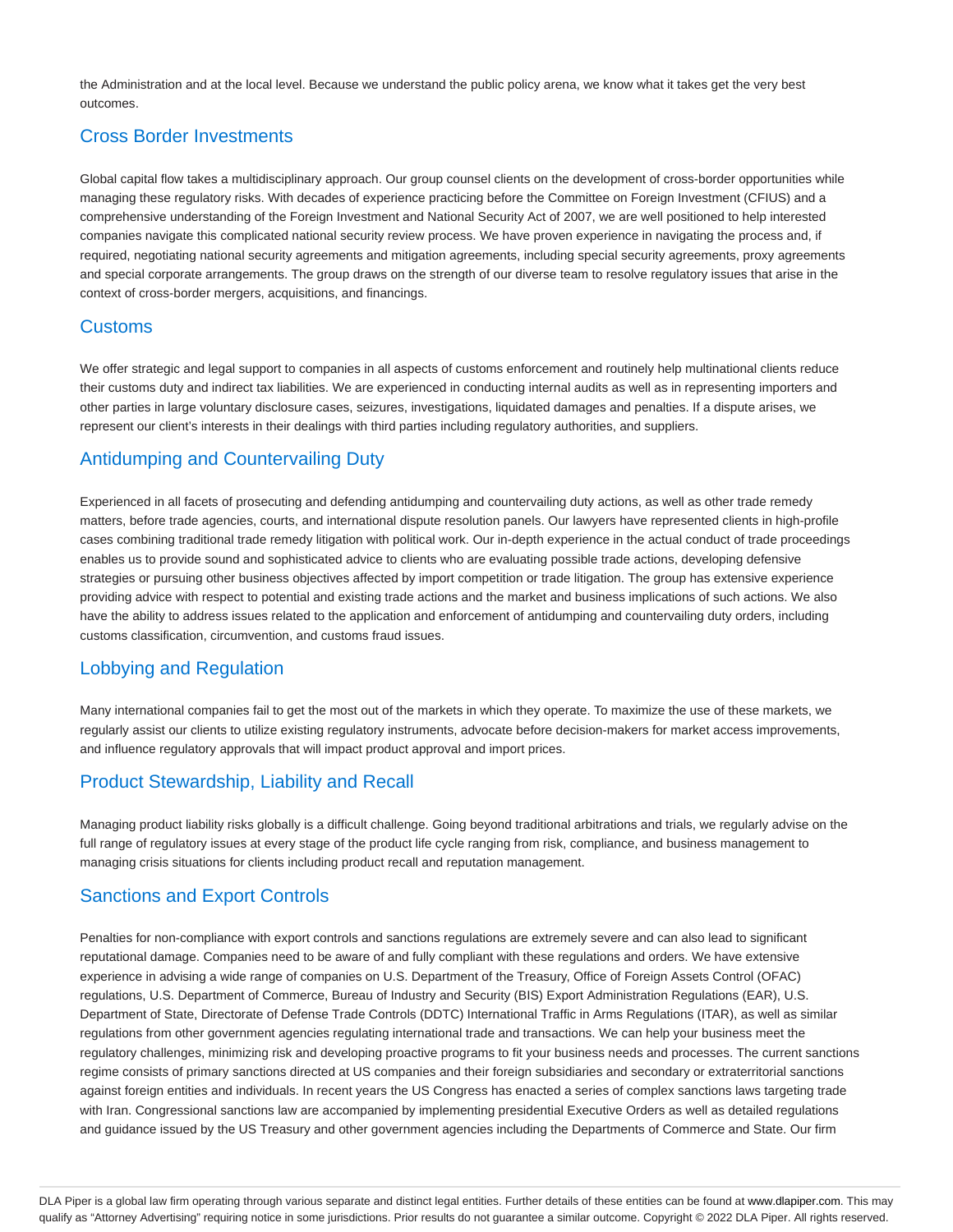the Administration and at the local level. Because we understand the public policy arena, we know what it takes get the very best outcomes.

## Cross Border Investments

Global capital flow takes a multidisciplinary approach. Our group counsel clients on the development of cross-border opportunities while managing these regulatory risks. With decades of experience practicing before the Committee on Foreign Investment (CFIUS) and a comprehensive understanding of the Foreign Investment and National Security Act of 2007, we are well positioned to help interested companies navigate this complicated national security review process. We have proven experience in navigating the process and, if required, negotiating national security agreements and mitigation agreements, including special security agreements, proxy agreements and special corporate arrangements. The group draws on the strength of our diverse team to resolve regulatory issues that arise in the context of cross-border mergers, acquisitions, and financings.

## Customs

We offer strategic and legal support to companies in all aspects of customs enforcement and routinely help multinational clients reduce their customs duty and indirect tax liabilities. We are experienced in conducting internal audits as well as in representing importers and other parties in large voluntary disclosure cases, seizures, investigations, liquidated damages and penalties. If a dispute arises, we represent our client's interests in their dealings with third parties including regulatory authorities, and suppliers.

## Antidumping and Countervailing Duty

Experienced in all facets of prosecuting and defending antidumping and countervailing duty actions, as well as other trade remedy matters, before trade agencies, courts, and international dispute resolution panels. Our lawyers have represented clients in high-profile cases combining traditional trade remedy litigation with political work. Our in-depth experience in the actual conduct of trade proceedings enables us to provide sound and sophisticated advice to clients who are evaluating possible trade actions, developing defensive strategies or pursuing other business objectives affected by import competition or trade litigation. The group has extensive experience providing advice with respect to potential and existing trade actions and the market and business implications of such actions. We also have the ability to address issues related to the application and enforcement of antidumping and countervailing duty orders, including customs classification, circumvention, and customs fraud issues.

## Lobbying and Regulation

Many international companies fail to get the most out of the markets in which they operate. To maximize the use of these markets, we regularly assist our clients to utilize existing regulatory instruments, advocate before decision-makers for market access improvements, and influence regulatory approvals that will impact product approval and import prices.

## Product Stewardship, Liability and Recall

Managing product liability risks globally is a difficult challenge. Going beyond traditional arbitrations and trials, we regularly advise on the full range of regulatory issues at every stage of the product life cycle ranging from risk, compliance, and business management to managing crisis situations for clients including product recall and reputation management.

## Sanctions and Export Controls

Penalties for non-compliance with export controls and sanctions regulations are extremely severe and can also lead to significant reputational damage. Companies need to be aware of and fully compliant with these regulations and orders. We have extensive experience in advising a wide range of companies on U.S. Department of the Treasury, Office of Foreign Assets Control (OFAC) regulations, U.S. Department of Commerce, Bureau of Industry and Security (BIS) Export Administration Regulations (EAR), U.S. Department of State, Directorate of Defense Trade Controls (DDTC) International Traffic in Arms Regulations (ITAR), as well as similar regulations from other government agencies regulating international trade and transactions. We can help your business meet the regulatory challenges, minimizing risk and developing proactive programs to fit your business needs and processes. The current sanctions regime consists of primary sanctions directed at US companies and their foreign subsidiaries and secondary or extraterritorial sanctions against foreign entities and individuals. In recent years the US Congress has enacted a series of complex sanctions laws targeting trade with Iran. Congressional sanctions law are accompanied by implementing presidential Executive Orders as well as detailed regulations and guidance issued by the US Treasury and other government agencies including the Departments of Commerce and State. Our firm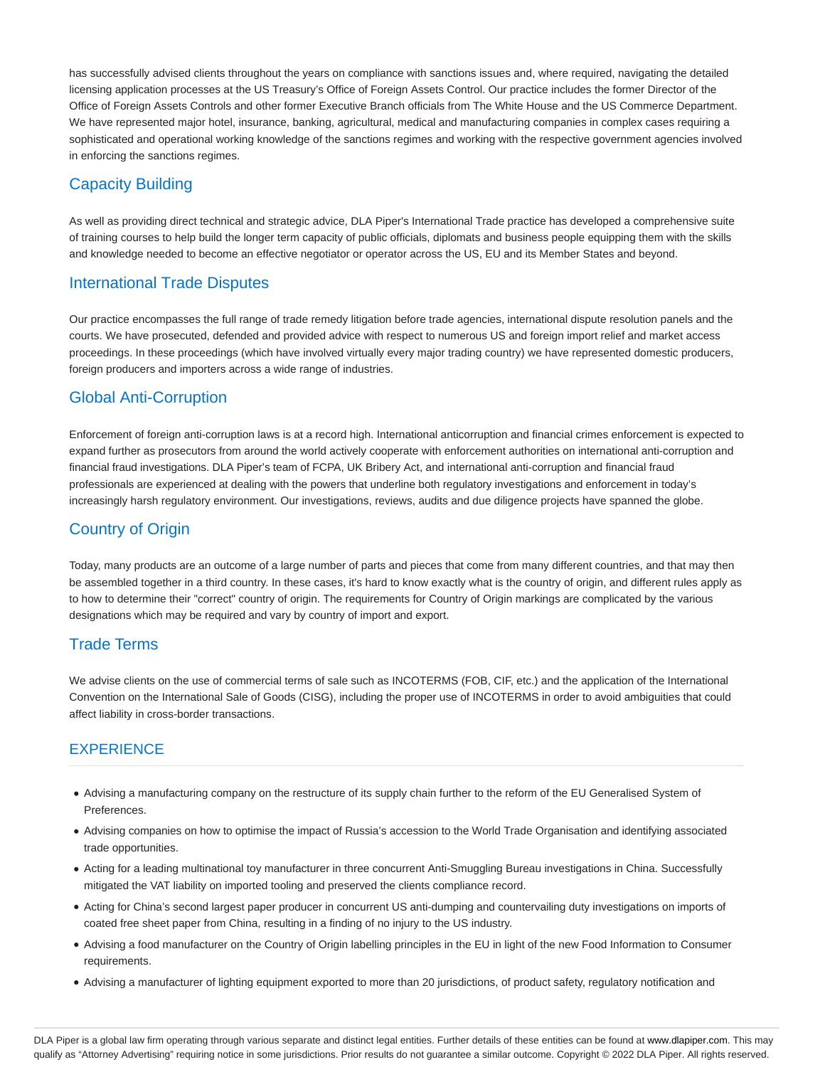has successfully advised clients throughout the years on compliance with sanctions issues and, where required, navigating the detailed licensing application processes at the US Treasury's Office of Foreign Assets Control. Our practice includes the former Director of the Office of Foreign Assets Controls and other former Executive Branch officials from The White House and the US Commerce Department. We have represented major hotel, insurance, banking, agricultural, medical and manufacturing companies in complex cases requiring a sophisticated and operational working knowledge of the sanctions regimes and working with the respective government agencies involved in enforcing the sanctions regimes.

## Capacity Building

As well as providing direct technical and strategic advice, DLA Piper's International Trade practice has developed a comprehensive suite of training courses to help build the longer term capacity of public officials, diplomats and business people equipping them with the skills and knowledge needed to become an effective negotiator or operator across the US, EU and its Member States and beyond.

## International Trade Disputes

Our practice encompasses the full range of trade remedy litigation before trade agencies, international dispute resolution panels and the courts. We have prosecuted, defended and provided advice with respect to numerous US and foreign import relief and market access proceedings. In these proceedings (which have involved virtually every major trading country) we have represented domestic producers, foreign producers and importers across a wide range of industries.

## Global Anti-Corruption

Enforcement of foreign anti-corruption laws is at a record high. International anticorruption and financial crimes enforcement is expected to expand further as prosecutors from around the world actively cooperate with enforcement authorities on international anti-corruption and financial fraud investigations. DLA Piper's team of FCPA, UK Bribery Act, and international anti-corruption and financial fraud professionals are experienced at dealing with the powers that underline both regulatory investigations and enforcement in today's increasingly harsh regulatory environment. Our investigations, reviews, audits and due diligence projects have spanned the globe.

## Country of Origin

Today, many products are an outcome of a large number of parts and pieces that come from many different countries, and that may then be assembled together in a third country. In these cases, it's hard to know exactly what is the country of origin, and different rules apply as to how to determine their "correct" country of origin. The requirements for Country of Origin markings are complicated by the various designations which may be required and vary by country of import and export.

## Trade Terms

We advise clients on the use of commercial terms of sale such as INCOTERMS (FOB, CIF, etc.) and the application of the International Convention on the International Sale of Goods (CISG), including the proper use of INCOTERMS in order to avoid ambiguities that could affect liability in cross-border transactions.

## EXPERIENCE

- Advising a manufacturing company on the restructure of its supply chain further to the reform of the EU Generalised System of Preferences.
- Advising companies on how to optimise the impact of Russia's accession to the World Trade Organisation and identifying associated trade opportunities.
- Acting for a leading multinational toy manufacturer in three concurrent Anti-Smuggling Bureau investigations in China. Successfully mitigated the VAT liability on imported tooling and preserved the clients compliance record.
- Acting for China's second largest paper producer in concurrent US anti-dumping and countervailing duty investigations on imports of coated free sheet paper from China, resulting in a finding of no injury to the US industry.
- Advising a food manufacturer on the Country of Origin labelling principles in the EU in light of the new Food Information to Consumer requirements.
- Advising a manufacturer of lighting equipment exported to more than 20 jurisdictions, of product safety, regulatory notification and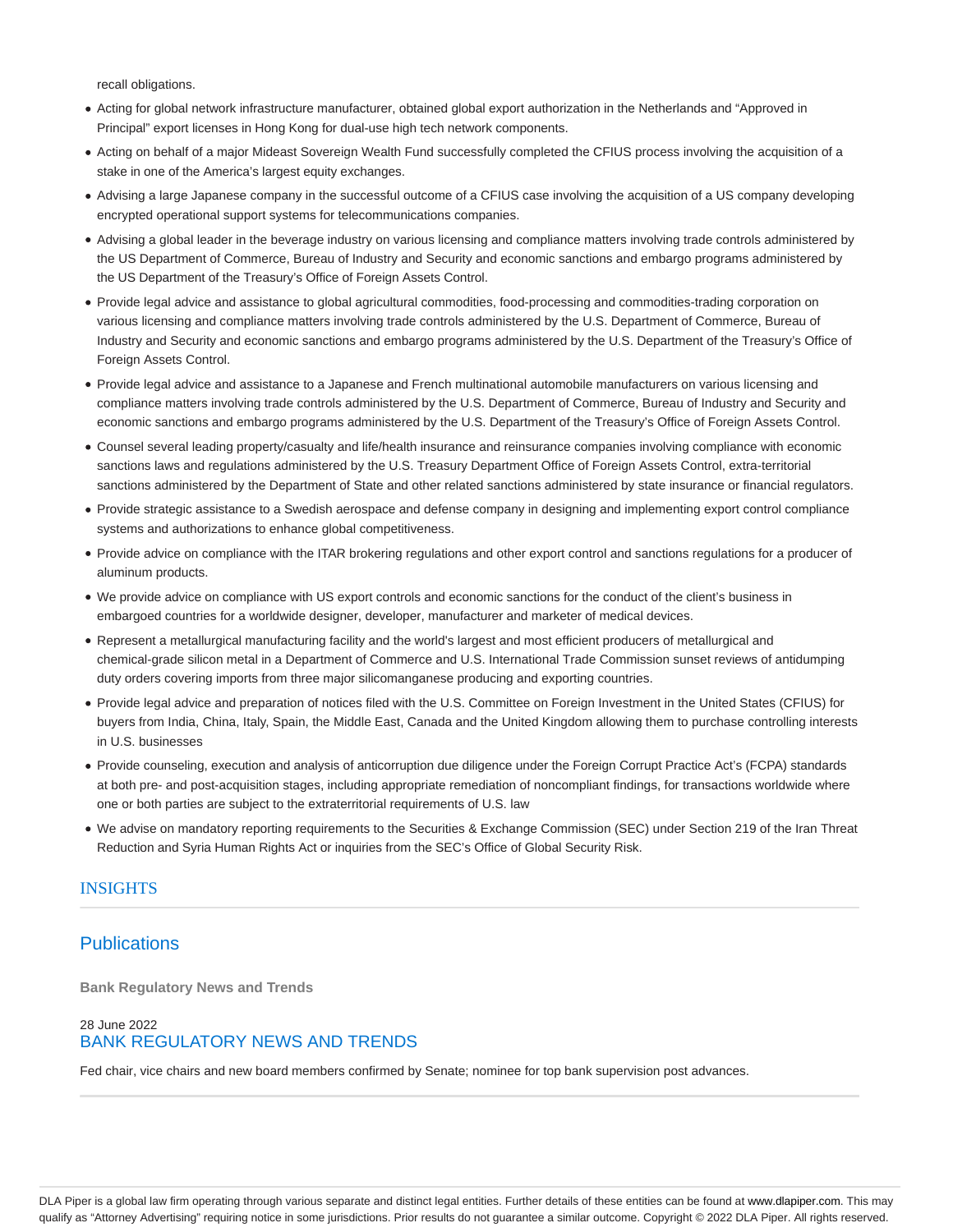recall obligations.

- Acting for global network infrastructure manufacturer, obtained global export authorization in the Netherlands and "Approved in Principal" export licenses in Hong Kong for dual-use high tech network components.
- Acting on behalf of a major Mideast Sovereign Wealth Fund successfully completed the CFIUS process involving the acquisition of a stake in one of the America's largest equity exchanges.
- Advising a large Japanese company in the successful outcome of a CFIUS case involving the acquisition of a US company developing encrypted operational support systems for telecommunications companies.
- Advising a global leader in the beverage industry on various licensing and compliance matters involving trade controls administered by the US Department of Commerce, Bureau of Industry and Security and economic sanctions and embargo programs administered by the US Department of the Treasury's Office of Foreign Assets Control.
- Provide legal advice and assistance to global agricultural commodities, food-processing and commodities-trading corporation on various licensing and compliance matters involving trade controls administered by the U.S. Department of Commerce, Bureau of Industry and Security and economic sanctions and embargo programs administered by the U.S. Department of the Treasury's Office of Foreign Assets Control.
- Provide legal advice and assistance to a Japanese and French multinational automobile manufacturers on various licensing and compliance matters involving trade controls administered by the U.S. Department of Commerce, Bureau of Industry and Security and economic sanctions and embargo programs administered by the U.S. Department of the Treasury's Office of Foreign Assets Control.
- Counsel several leading property/casualty and life/health insurance and reinsurance companies involving compliance with economic sanctions laws and regulations administered by the U.S. Treasury Department Office of Foreign Assets Control, extra-territorial sanctions administered by the Department of State and other related sanctions administered by state insurance or financial regulators.
- Provide strategic assistance to a Swedish aerospace and defense company in designing and implementing export control compliance systems and authorizations to enhance global competitiveness.
- Provide advice on compliance with the ITAR brokering regulations and other export control and sanctions regulations for a producer of aluminum products.
- We provide advice on compliance with US export controls and economic sanctions for the conduct of the client's business in embargoed countries for a worldwide designer, developer, manufacturer and marketer of medical devices.
- Represent a metallurgical manufacturing facility and the world's largest and most efficient producers of metallurgical and chemical-grade silicon metal in a Department of Commerce and U.S. International Trade Commission sunset reviews of antidumping duty orders covering imports from three major silicomanganese producing and exporting countries.
- Provide legal advice and preparation of notices filed with the U.S. Committee on Foreign Investment in the United States (CFIUS) for buyers from India, China, Italy, Spain, the Middle East, Canada and the United Kingdom allowing them to purchase controlling interests in U.S. businesses
- Provide counseling, execution and analysis of anticorruption due diligence under the Foreign Corrupt Practice Act's (FCPA) standards at both pre- and post-acquisition stages, including appropriate remediation of noncompliant findings, for transactions worldwide where one or both parties are subject to the extraterritorial requirements of U.S. law
- We advise on mandatory reporting requirements to the Securities & Exchange Commission (SEC) under Section 219 of the Iran Threat Reduction and Syria Human Rights Act or inquiries from the SEC's Office of Global Security Risk.

## INSIGHTS

### Publications

**Bank Regulatory News and Trends**

28 June 2022
BANK REGULATORY NEWS AND TRENDS

Fed chair, vice chairs and new board members confirmed by Senate; nominee for top bank supervision post advances.

DLA Piper is a global law firm operating through various separate and distinct legal entities. Further details of these entities can be found at www.dlapiper.com. This may qualify as "Attorney Advertising" requiring notice in some jurisdictions. Prior results do not guarantee a similar outcome. Copyright © 2022 DLA Piper. All rights reserved.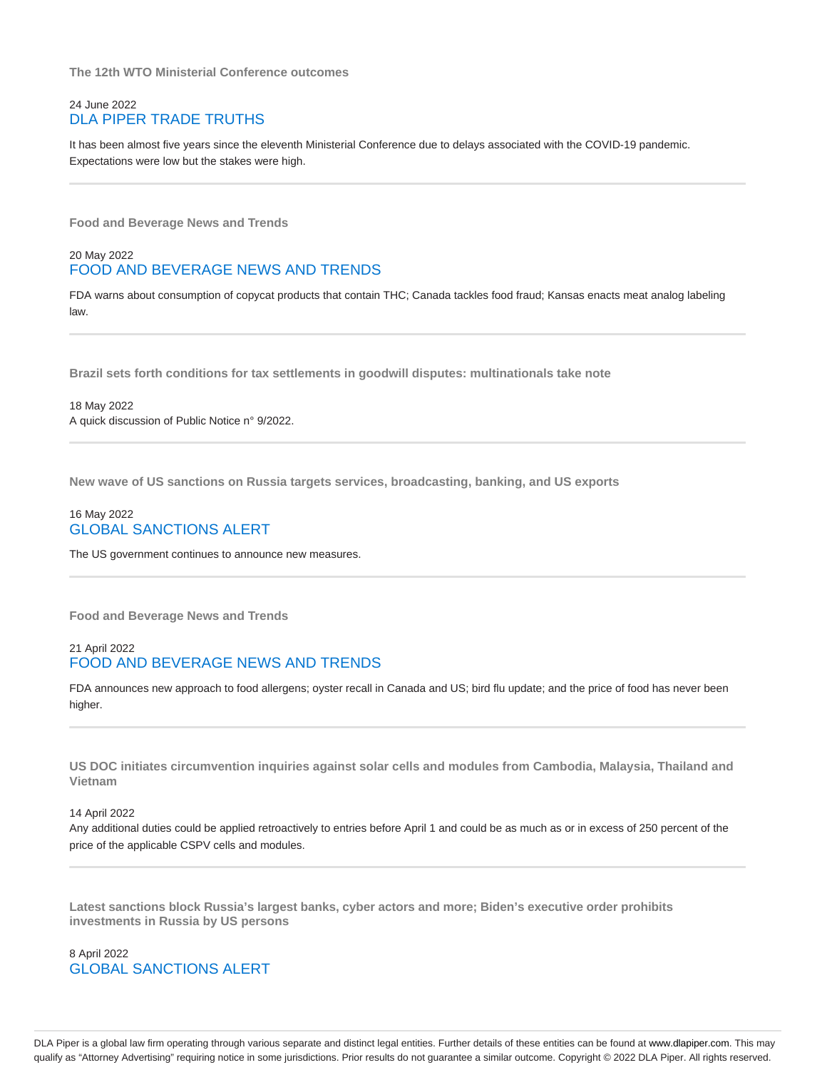### The 12th WTO Ministerial Conference outcomes

24 June 2022
DLA PIPER TRADE TRUTHS

It has been almost five years since the eleventh Ministerial Conference due to delays associated with the COVID-19 pandemic. Expectations were low but the stakes were high.

---

### Food and Beverage News and Trends

20 May 2022
FOOD AND BEVERAGE NEWS AND TRENDS

FDA warns about consumption of copycat products that contain THC; Canada tackles food fraud; Kansas enacts meat analog labeling law.

---

### Brazil sets forth conditions for tax settlements in goodwill disputes: multinationals take note

18 May 2022
A quick discussion of Public Notice n° 9/2022.

---

### New wave of US sanctions on Russia targets services, broadcasting, banking, and US exports

16 May 2022
GLOBAL SANCTIONS ALERT

The US government continues to announce new measures.

---

### Food and Beverage News and Trends

21 April 2022
FOOD AND BEVERAGE NEWS AND TRENDS

FDA announces new approach to food allergens; oyster recall in Canada and US; bird flu update; and the price of food has never been higher.

---

### US DOC initiates circumvention inquiries against solar cells and modules from Cambodia, Malaysia, Thailand and Vietnam

14 April 2022
Any additional duties could be applied retroactively to entries before April 1 and could be as much as or in excess of 250 percent of the price of the applicable CSPV cells and modules.

---

### Latest sanctions block Russia's largest banks, cyber actors and more; Biden's executive order prohibits investments in Russia by US persons

8 April 2022
GLOBAL SANCTIONS ALERT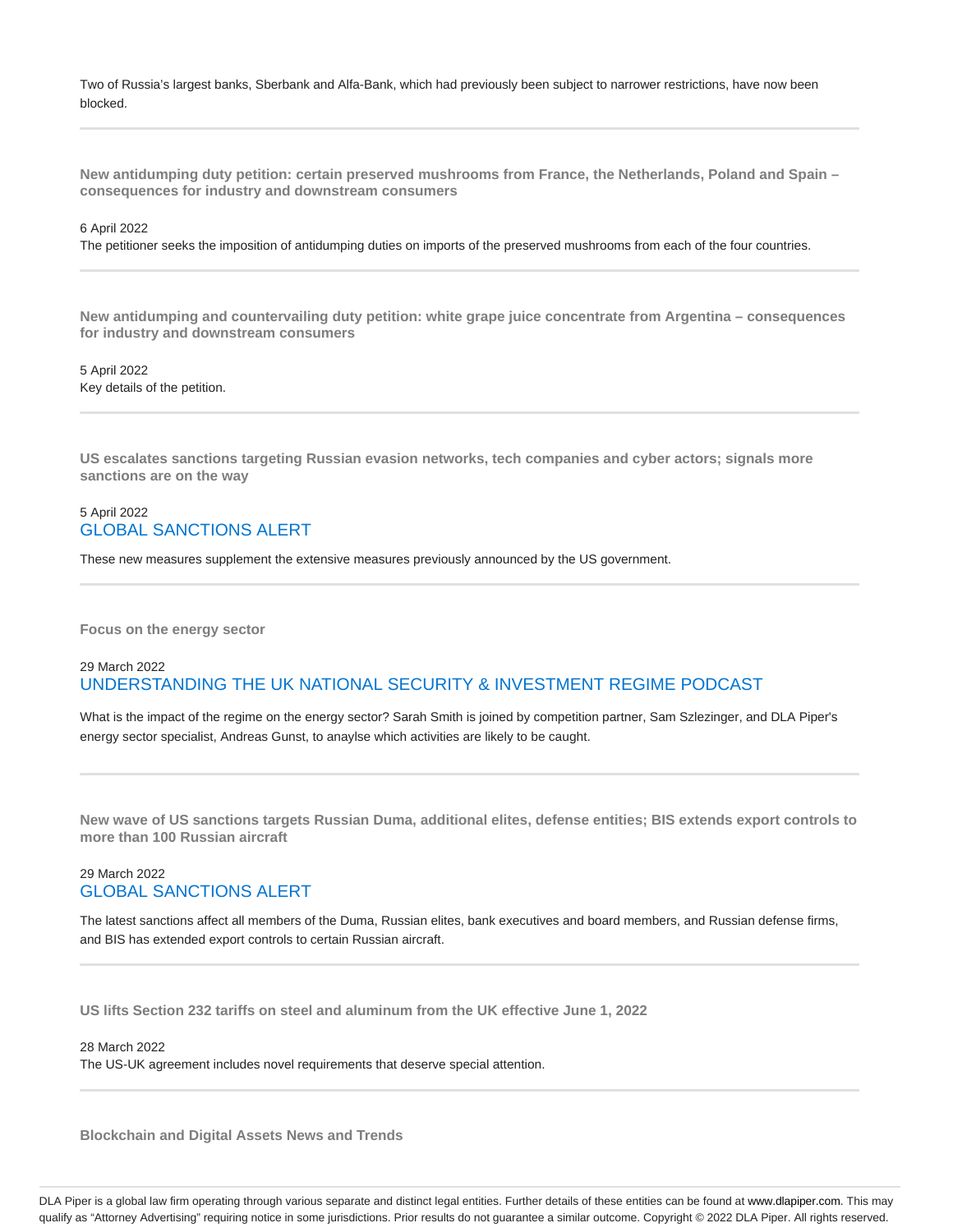Two of Russia's largest banks, Sberbank and Alfa-Bank, which had previously been subject to narrower restrictions, have now been blocked.

---

### New antidumping duty petition: certain preserved mushrooms from France, the Netherlands, Poland and Spain – consequences for industry and downstream consumers

6 April 2022

The petitioner seeks the imposition of antidumping duties on imports of the preserved mushrooms from each of the four countries.

---

### New antidumping and countervailing duty petition: white grape juice concentrate from Argentina – consequences for industry and downstream consumers

5 April 2022

Key details of the petition.

---

### US escalates sanctions targeting Russian evasion networks, tech companies and cyber actors; signals more sanctions are on the way

5 April 2022

GLOBAL SANCTIONS ALERT

These new measures supplement the extensive measures previously announced by the US government.

---

### Focus on the energy sector

29 March 2022

UNDERSTANDING THE UK NATIONAL SECURITY & INVESTMENT REGIME PODCAST

What is the impact of the regime on the energy sector? Sarah Smith is joined by competition partner, Sam Szlezinger, and DLA Piper's energy sector specialist, Andreas Gunst, to anaylse which activities are likely to be caught.

---

### New wave of US sanctions targets Russian Duma, additional elites, defense entities; BIS extends export controls to more than 100 Russian aircraft

29 March 2022

GLOBAL SANCTIONS ALERT

The latest sanctions affect all members of the Duma, Russian elites, bank executives and board members, and Russian defense firms, and BIS has extended export controls to certain Russian aircraft.

---

### US lifts Section 232 tariffs on steel and aluminum from the UK effective June 1, 2022

28 March 2022

The US-UK agreement includes novel requirements that deserve special attention.

---

### Blockchain and Digital Assets News and Trends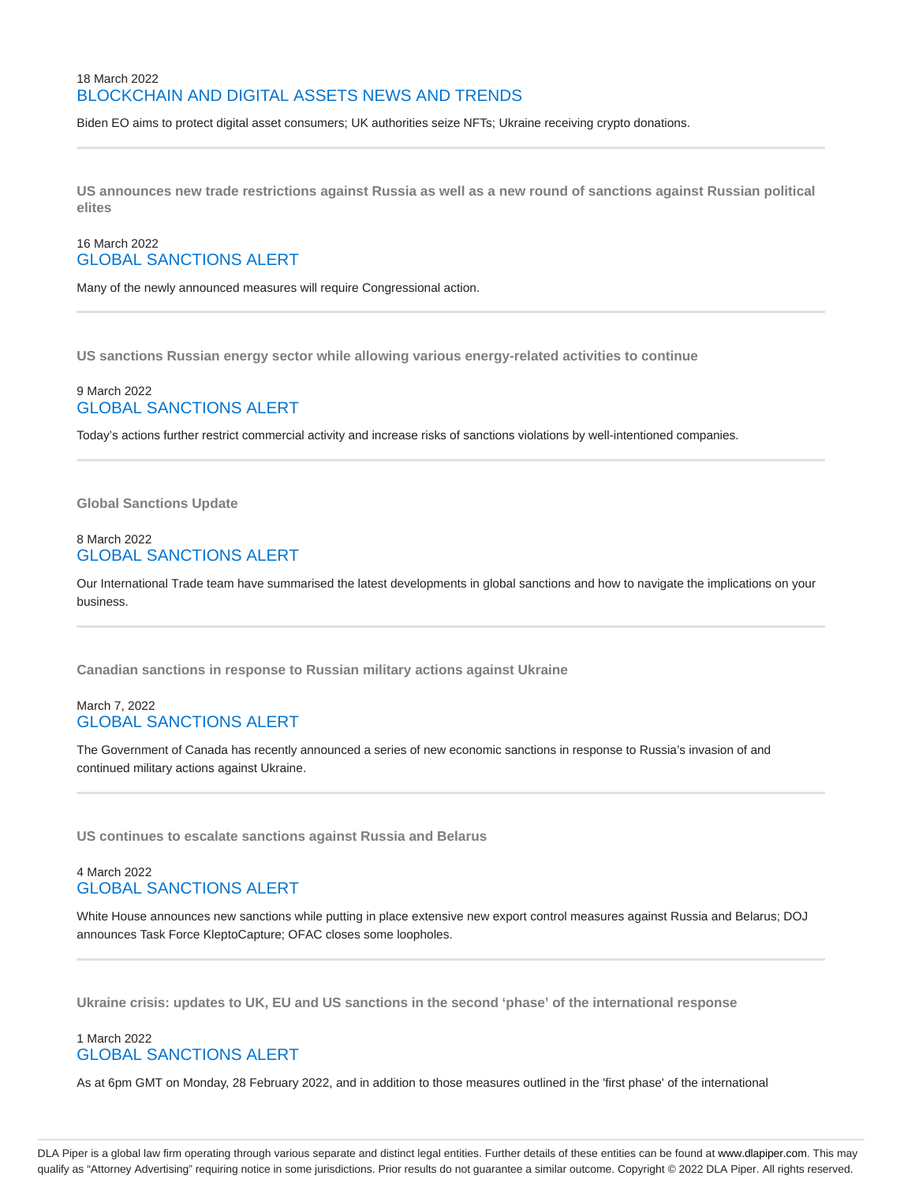18 March 2022

BLOCKCHAIN AND DIGITAL ASSETS NEWS AND TRENDS

Biden EO aims to protect digital asset consumers; UK authorities seize NFTs; Ukraine receiving crypto donations.

---

**US announces new trade restrictions against Russia as well as a new round of sanctions against Russian political elites**

16 March 2022

GLOBAL SANCTIONS ALERT

Many of the newly announced measures will require Congressional action.

---

**US sanctions Russian energy sector while allowing various energy-related activities to continue**

9 March 2022

GLOBAL SANCTIONS ALERT

Today's actions further restrict commercial activity and increase risks of sanctions violations by well-intentioned companies.

---

**Global Sanctions Update**

8 March 2022

GLOBAL SANCTIONS ALERT

Our International Trade team have summarised the latest developments in global sanctions and how to navigate the implications on your business.

---

**Canadian sanctions in response to Russian military actions against Ukraine**

March 7, 2022

GLOBAL SANCTIONS ALERT

The Government of Canada has recently announced a series of new economic sanctions in response to Russia's invasion of and continued military actions against Ukraine.

---

**US continues to escalate sanctions against Russia and Belarus**

4 March 2022

GLOBAL SANCTIONS ALERT

White House announces new sanctions while putting in place extensive new export control measures against Russia and Belarus; DOJ announces Task Force KleptoCapture; OFAC closes some loopholes.

---

**Ukraine crisis: updates to UK, EU and US sanctions in the second 'phase' of the international response**

1 March 2022

GLOBAL SANCTIONS ALERT

As at 6pm GMT on Monday, 28 February 2022, and in addition to those measures outlined in the 'first phase' of the international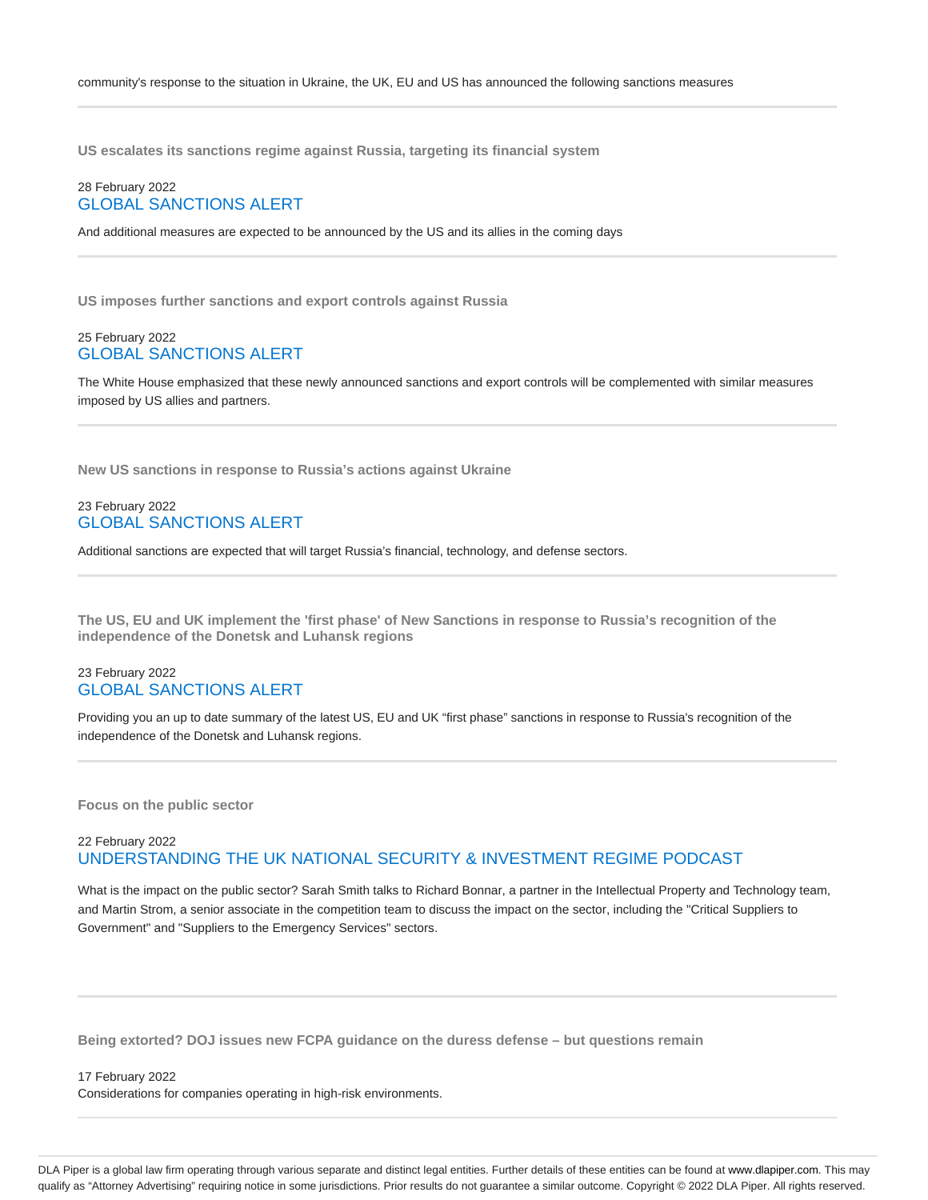community's response to the situation in Ukraine, the UK, EU and US has announced the following sanctions measures

---

**US escalates its sanctions regime against Russia, targeting its financial system**

28 February 2022
GLOBAL SANCTIONS ALERT

And additional measures are expected to be announced by the US and its allies in the coming days

---

**US imposes further sanctions and export controls against Russia**

25 February 2022
GLOBAL SANCTIONS ALERT

The White House emphasized that these newly announced sanctions and export controls will be complemented with similar measures imposed by US allies and partners.

---

**New US sanctions in response to Russia's actions against Ukraine**

23 February 2022
GLOBAL SANCTIONS ALERT

Additional sanctions are expected that will target Russia's financial, technology, and defense sectors.

---

**The US, EU and UK implement the 'first phase' of New Sanctions in response to Russia's recognition of the independence of the Donetsk and Luhansk regions**

23 February 2022
GLOBAL SANCTIONS ALERT

Providing you an up to date summary of the latest US, EU and UK "first phase" sanctions in response to Russia's recognition of the independence of the Donetsk and Luhansk regions.

---

**Focus on the public sector**

22 February 2022
UNDERSTANDING THE UK NATIONAL SECURITY & INVESTMENT REGIME PODCAST

What is the impact on the public sector? Sarah Smith talks to Richard Bonnar, a partner in the Intellectual Property and Technology team, and Martin Strom, a senior associate in the competition team to discuss the impact on the sector, including the "Critical Suppliers to Government" and "Suppliers to the Emergency Services" sectors.

---

**Being extorted? DOJ issues new FCPA guidance on the duress defense – but questions remain**

17 February 2022
Considerations for companies operating in high-risk environments.

---

DLA Piper is a global law firm operating through various separate and distinct legal entities. Further details of these entities can be found at www.dlapiper.com. This may qualify as "Attorney Advertising" requiring notice in some jurisdictions. Prior results do not guarantee a similar outcome. Copyright © 2022 DLA Piper. All rights reserved.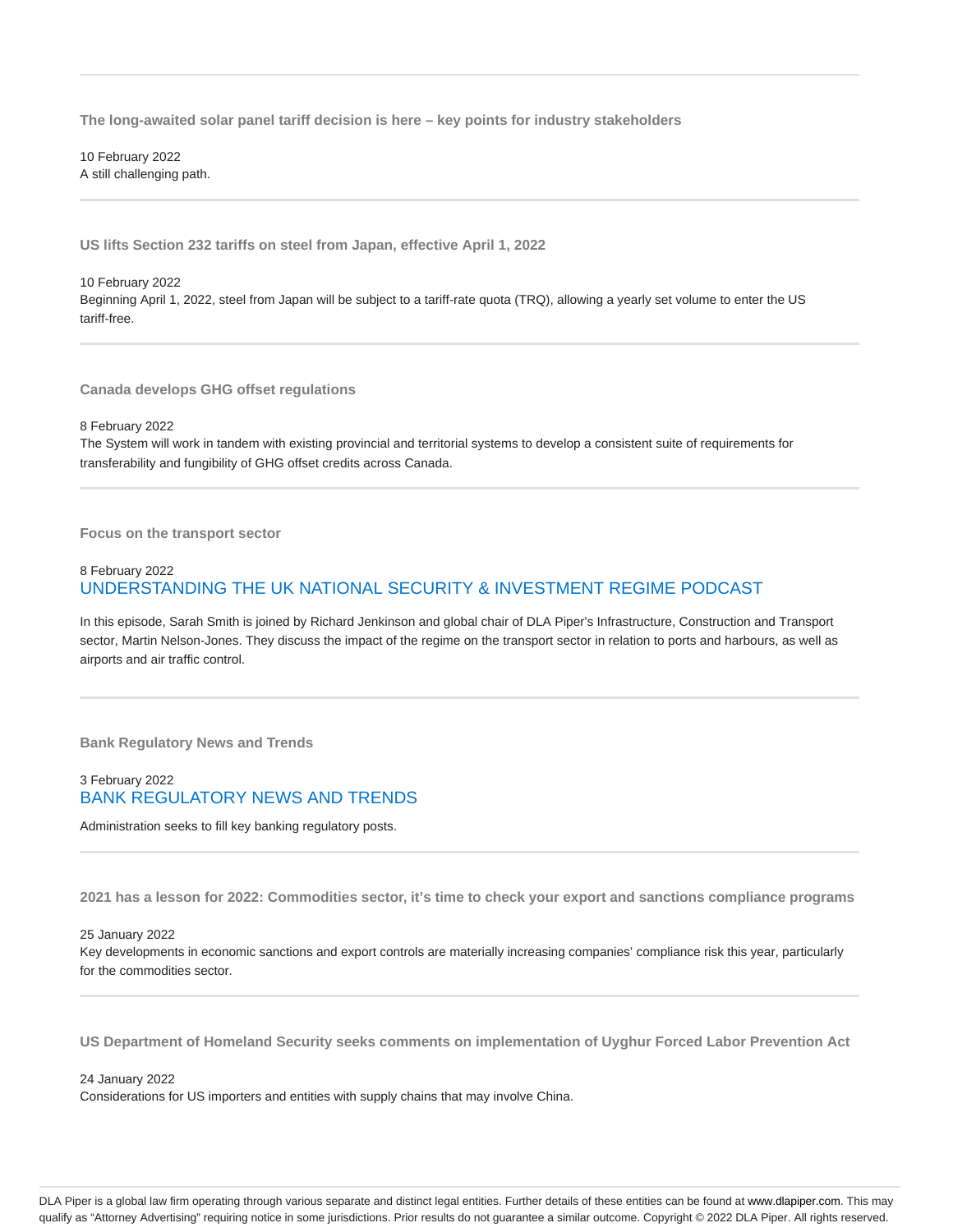---

**The long-awaited solar panel tariff decision is here – key points for industry stakeholders**

10 February 2022
A still challenging path.

---

**US lifts Section 232 tariffs on steel from Japan, effective April 1, 2022**

10 February 2022
Beginning April 1, 2022, steel from Japan will be subject to a tariff-rate quota (TRQ), allowing a yearly set volume to enter the US tariff-free.

---

**Canada develops GHG offset regulations**

8 February 2022
The System will work in tandem with existing provincial and territorial systems to develop a consistent suite of requirements for transferability and fungibility of GHG offset credits across Canada.

---

**Focus on the transport sector**

8 February 2022
UNDERSTANDING THE UK NATIONAL SECURITY & INVESTMENT REGIME PODCAST

In this episode, Sarah Smith is joined by Richard Jenkinson and global chair of DLA Piper's Infrastructure, Construction and Transport sector, Martin Nelson-Jones. They discuss the impact of the regime on the transport sector in relation to ports and harbours, as well as airports and air traffic control.

---

**Bank Regulatory News and Trends**

3 February 2022
BANK REGULATORY NEWS AND TRENDS

Administration seeks to fill key banking regulatory posts.

---

**2021 has a lesson for 2022: Commodities sector, it's time to check your export and sanctions compliance programs**

25 January 2022
Key developments in economic sanctions and export controls are materially increasing companies' compliance risk this year, particularly for the commodities sector.

---

**US Department of Homeland Security seeks comments on implementation of Uyghur Forced Labor Prevention Act**

24 January 2022
Considerations for US importers and entities with supply chains that may involve China.

DLA Piper is a global law firm operating through various separate and distinct legal entities. Further details of these entities can be found at www.dlapiper.com. This may qualify as "Attorney Advertising" requiring notice in some jurisdictions. Prior results do not guarantee a similar outcome. Copyright © 2022 DLA Piper. All rights reserved.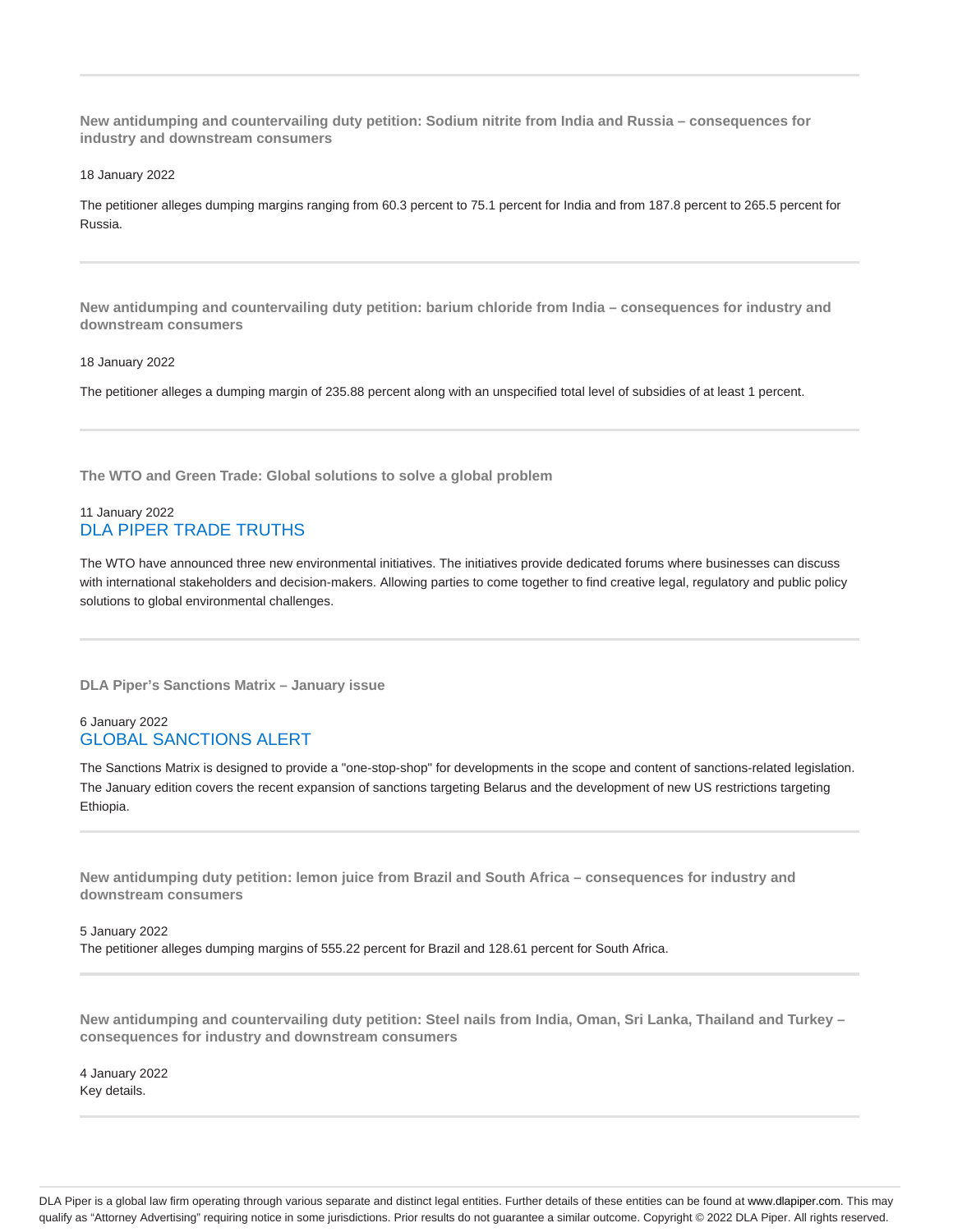**New antidumping and countervailing duty petition: Sodium nitrite from India and Russia – consequences for industry and downstream consumers**

18 January 2022

The petitioner alleges dumping margins ranging from 60.3 percent to 75.1 percent for India and from 187.8 percent to 265.5 percent for Russia.

---

**New antidumping and countervailing duty petition: barium chloride from India – consequences for industry and downstream consumers**

18 January 2022

The petitioner alleges a dumping margin of 235.88 percent along with an unspecified total level of subsidies of at least 1 percent.

---

**The WTO and Green Trade: Global solutions to solve a global problem**

11 January 2022

DLA PIPER TRADE TRUTHS

The WTO have announced three new environmental initiatives. The initiatives provide dedicated forums where businesses can discuss with international stakeholders and decision-makers. Allowing parties to come together to find creative legal, regulatory and public policy solutions to global environmental challenges.

---

**DLA Piper's Sanctions Matrix – January issue**

6 January 2022

GLOBAL SANCTIONS ALERT

The Sanctions Matrix is designed to provide a "one-stop-shop" for developments in the scope and content of sanctions-related legislation. The January edition covers the recent expansion of sanctions targeting Belarus and the development of new US restrictions targeting Ethiopia.

---

**New antidumping duty petition: lemon juice from Brazil and South Africa – consequences for industry and downstream consumers**

5 January 2022

The petitioner alleges dumping margins of 555.22 percent for Brazil and 128.61 percent for South Africa.

---

**New antidumping and countervailing duty petition: Steel nails from India, Oman, Sri Lanka, Thailand and Turkey – consequences for industry and downstream consumers**

4 January 2022

Key details.

---

DLA Piper is a global law firm operating through various separate and distinct legal entities. Further details of these entities can be found at www.dlapiper.com. This may qualify as "Attorney Advertising" requiring notice in some jurisdictions. Prior results do not guarantee a similar outcome. Copyright © 2022 DLA Piper. All rights reserved.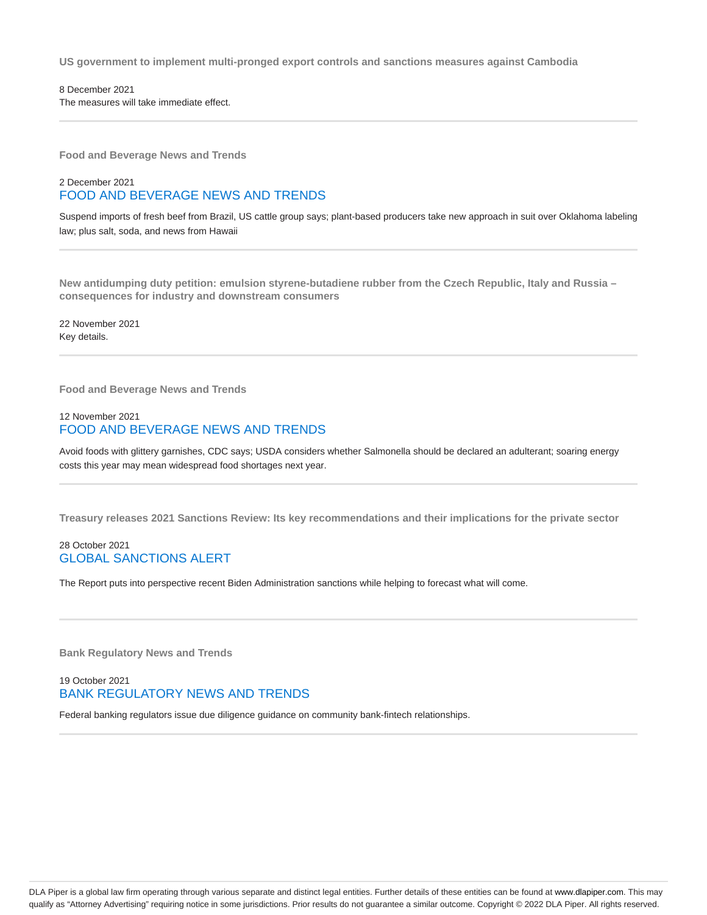**US government to implement multi-pronged export controls and sanctions measures against Cambodia**

8 December 2021

The measures will take immediate effect.

---

**Food and Beverage News and Trends**

2 December 2021

FOOD AND BEVERAGE NEWS AND TRENDS

Suspend imports of fresh beef from Brazil, US cattle group says; plant-based producers take new approach in suit over Oklahoma labeling law; plus salt, soda, and news from Hawaii

---

**New antidumping duty petition: emulsion styrene-butadiene rubber from the Czech Republic, Italy and Russia – consequences for industry and downstream consumers**

22 November 2021

Key details.

---

**Food and Beverage News and Trends**

12 November 2021

FOOD AND BEVERAGE NEWS AND TRENDS

Avoid foods with glittery garnishes, CDC says; USDA considers whether Salmonella should be declared an adulterant; soaring energy costs this year may mean widespread food shortages next year.

---

**Treasury releases 2021 Sanctions Review: Its key recommendations and their implications for the private sector**

28 October 2021

GLOBAL SANCTIONS ALERT

The Report puts into perspective recent Biden Administration sanctions while helping to forecast what will come.

---

**Bank Regulatory News and Trends**

19 October 2021

BANK REGULATORY NEWS AND TRENDS

Federal banking regulators issue due diligence guidance on community bank-fintech relationships.

---

DLA Piper is a global law firm operating through various separate and distinct legal entities. Further details of these entities can be found at www.dlapiper.com. This may qualify as "Attorney Advertising" requiring notice in some jurisdictions. Prior results do not guarantee a similar outcome. Copyright © 2022 DLA Piper. All rights reserved.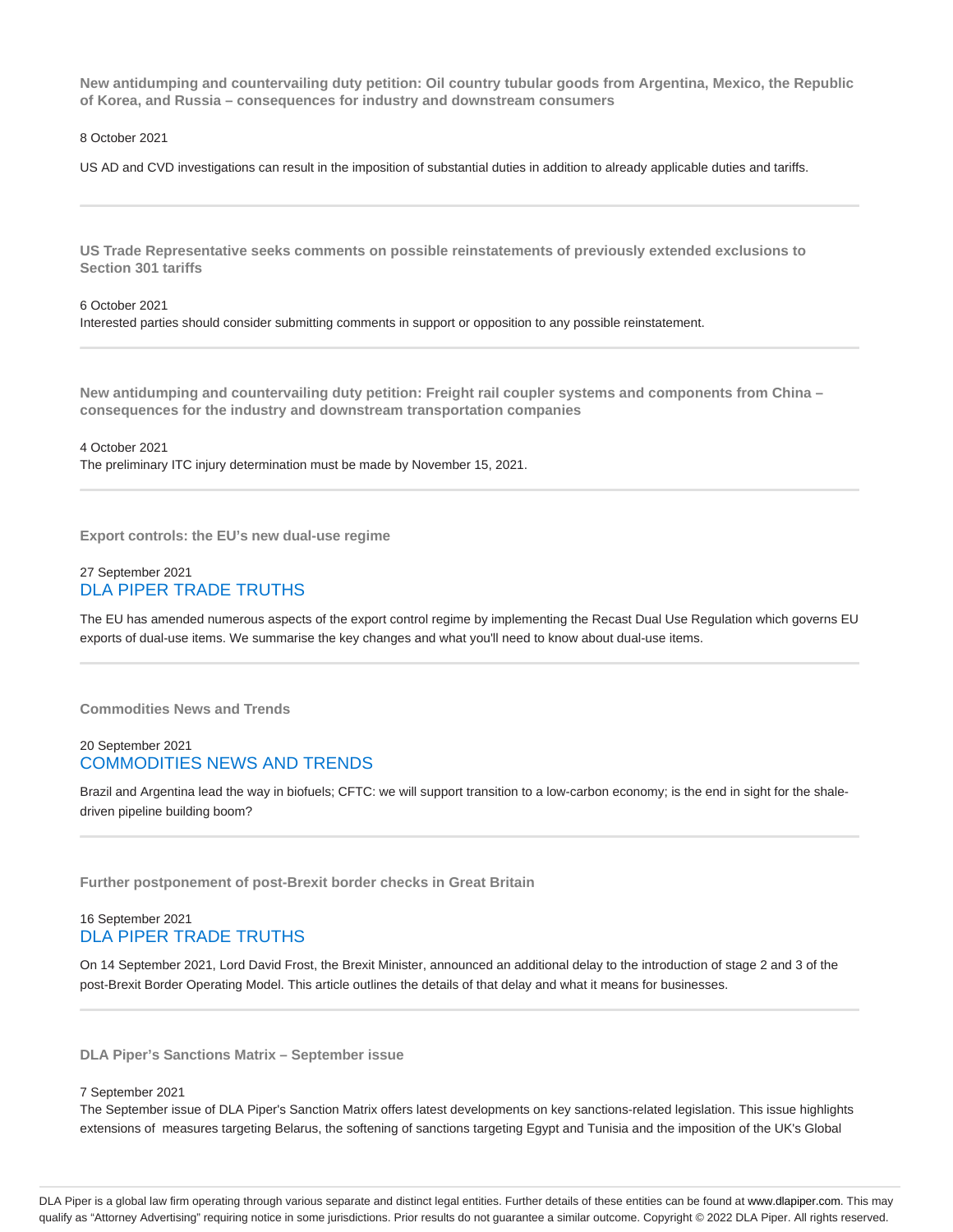**New antidumping and countervailing duty petition: Oil country tubular goods from Argentina, Mexico, the Republic of Korea, and Russia – consequences for industry and downstream consumers**

8 October 2021

US AD and CVD investigations can result in the imposition of substantial duties in addition to already applicable duties and tariffs.

---

**US Trade Representative seeks comments on possible reinstatements of previously extended exclusions to Section 301 tariffs**

6 October 2021

Interested parties should consider submitting comments in support or opposition to any possible reinstatement.

---

**New antidumping and countervailing duty petition: Freight rail coupler systems and components from China – consequences for the industry and downstream transportation companies**

4 October 2021

The preliminary ITC injury determination must be made by November 15, 2021.

---

**Export controls: the EU's new dual-use regime**

27 September 2021

DLA PIPER TRADE TRUTHS

The EU has amended numerous aspects of the export control regime by implementing the Recast Dual Use Regulation which governs EU exports of dual-use items. We summarise the key changes and what you'll need to know about dual-use items.

---

**Commodities News and Trends**

20 September 2021

COMMODITIES NEWS AND TRENDS

Brazil and Argentina lead the way in biofuels; CFTC: we will support transition to a low-carbon economy; is the end in sight for the shale-driven pipeline building boom?

---

**Further postponement of post-Brexit border checks in Great Britain**

16 September 2021

DLA PIPER TRADE TRUTHS

On 14 September 2021, Lord David Frost, the Brexit Minister, announced an additional delay to the introduction of stage 2 and 3 of the post-Brexit Border Operating Model. This article outlines the details of that delay and what it means for businesses.

---

**DLA Piper's Sanctions Matrix – September issue**

7 September 2021

The September issue of DLA Piper's Sanction Matrix offers latest developments on key sanctions-related legislation. This issue highlights extensions of measures targeting Belarus, the softening of sanctions targeting Egypt and Tunisia and the imposition of the UK's Global

DLA Piper is a global law firm operating through various separate and distinct legal entities. Further details of these entities can be found at www.dlapiper.com. This may qualify as "Attorney Advertising" requiring notice in some jurisdictions. Prior results do not guarantee a similar outcome. Copyright © 2022 DLA Piper. All rights reserved.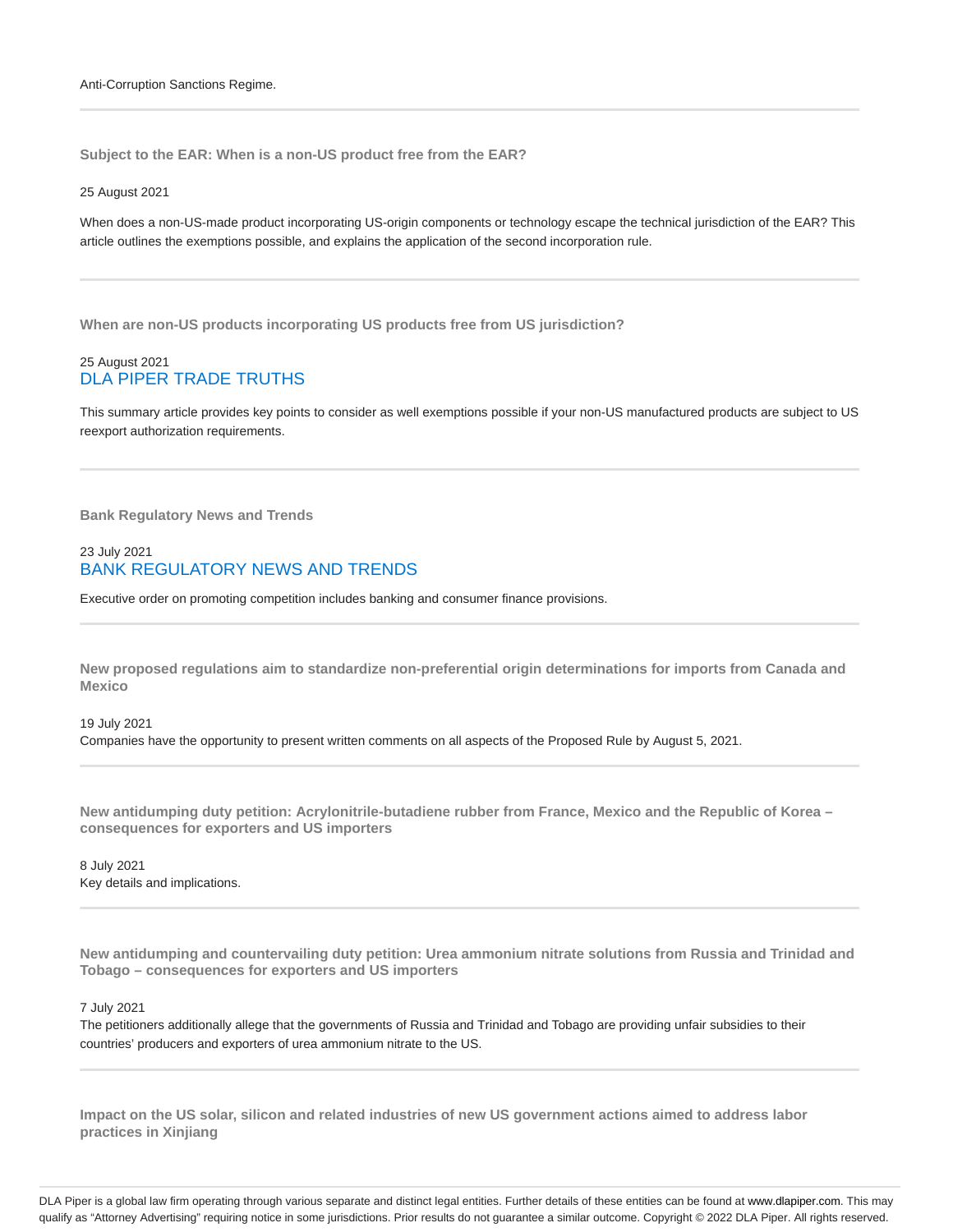Anti-Corruption Sanctions Regime.

---

### Subject to the EAR: When is a non-US product free from the EAR?

25 August 2021

When does a non-US-made product incorporating US-origin components or technology escape the technical jurisdiction of the EAR? This article outlines the exemptions possible, and explains the application of the second incorporation rule.

---

### When are non-US products incorporating US products free from US jurisdiction?

25 August 2021
DLA PIPER TRADE TRUTHS

This summary article provides key points to consider as well exemptions possible if your non-US manufactured products are subject to US reexport authorization requirements.

---

### Bank Regulatory News and Trends

23 July 2021
BANK REGULATORY NEWS AND TRENDS

Executive order on promoting competition includes banking and consumer finance provisions.

---

### New proposed regulations aim to standardize non-preferential origin determinations for imports from Canada and Mexico

19 July 2021
Companies have the opportunity to present written comments on all aspects of the Proposed Rule by August 5, 2021.

---

### New antidumping duty petition: Acrylonitrile-butadiene rubber from France, Mexico and the Republic of Korea – consequences for exporters and US importers

8 July 2021
Key details and implications.

---

### New antidumping and countervailing duty petition: Urea ammonium nitrate solutions from Russia and Trinidad and Tobago – consequences for exporters and US importers

7 July 2021
The petitioners additionally allege that the governments of Russia and Trinidad and Tobago are providing unfair subsidies to their countries' producers and exporters of urea ammonium nitrate to the US.

---

### Impact on the US solar, silicon and related industries of new US government actions aimed to address labor practices in Xinjiang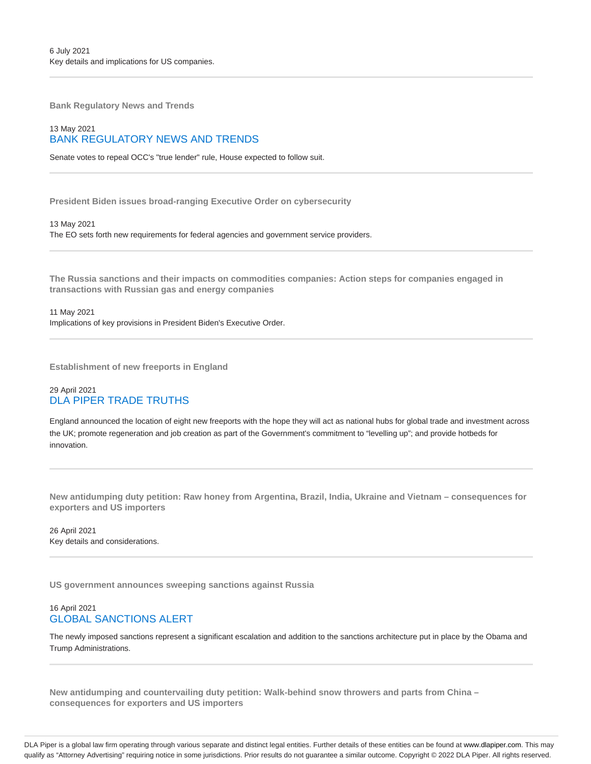6 July 2021
Key details and implications for US companies.

---

**Bank Regulatory News and Trends**

13 May 2021
BANK REGULATORY NEWS AND TRENDS

Senate votes to repeal OCC's "true lender" rule, House expected to follow suit.

---

**President Biden issues broad-ranging Executive Order on cybersecurity**

13 May 2021
The EO sets forth new requirements for federal agencies and government service providers.

---

**The Russia sanctions and their impacts on commodities companies: Action steps for companies engaged in transactions with Russian gas and energy companies**

11 May 2021
Implications of key provisions in President Biden's Executive Order.

---

**Establishment of new freeports in England**

29 April 2021
DLA PIPER TRADE TRUTHS

England announced the location of eight new freeports with the hope they will act as national hubs for global trade and investment across the UK; promote regeneration and job creation as part of the Government's commitment to "levelling up"; and provide hotbeds for innovation.

---

**New antidumping duty petition: Raw honey from Argentina, Brazil, India, Ukraine and Vietnam – consequences for exporters and US importers**

26 April 2021
Key details and considerations.

---

**US government announces sweeping sanctions against Russia**

16 April 2021
GLOBAL SANCTIONS ALERT

The newly imposed sanctions represent a significant escalation and addition to the sanctions architecture put in place by the Obama and Trump Administrations.

---

**New antidumping and countervailing duty petition: Walk-behind snow throwers and parts from China – consequences for exporters and US importers**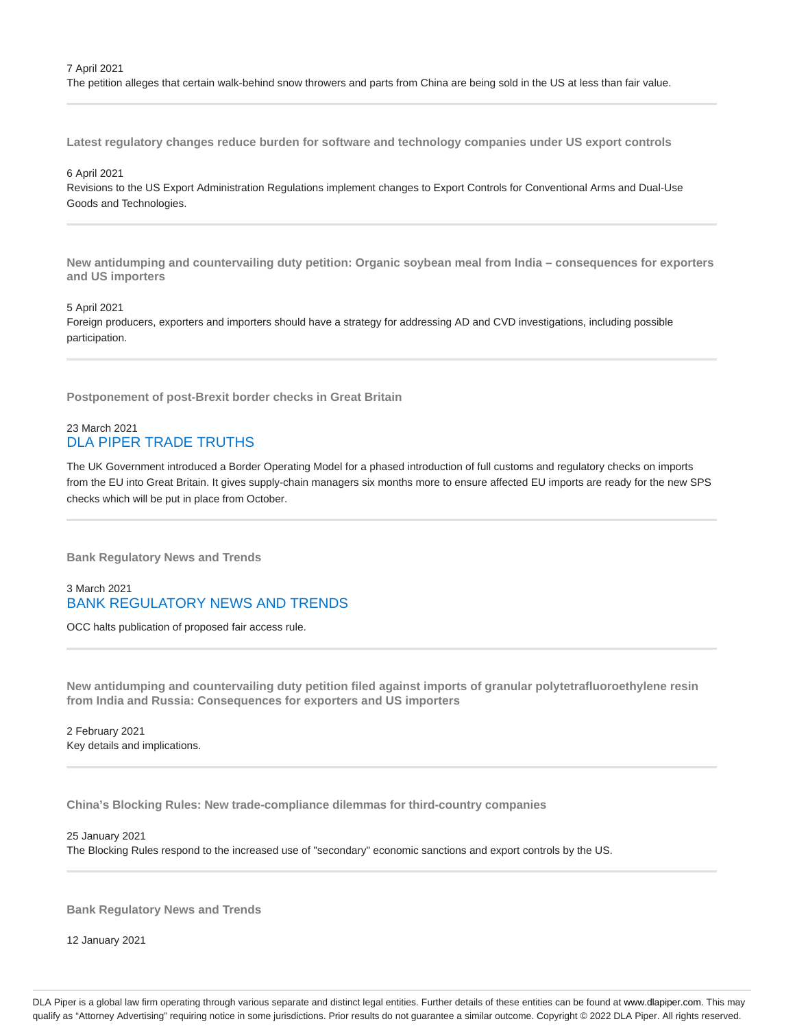7 April 2021

The petition alleges that certain walk-behind snow throwers and parts from China are being sold in the US at less than fair value.

---

### Latest regulatory changes reduce burden for software and technology companies under US export controls

6 April 2021

Revisions to the US Export Administration Regulations implement changes to Export Controls for Conventional Arms and Dual-Use Goods and Technologies.

---

### New antidumping and countervailing duty petition: Organic soybean meal from India – consequences for exporters and US importers

5 April 2021

Foreign producers, exporters and importers should have a strategy for addressing AD and CVD investigations, including possible participation.

---

### Postponement of post-Brexit border checks in Great Britain

23 March 2021

DLA PIPER TRADE TRUTHS

The UK Government introduced a Border Operating Model for a phased introduction of full customs and regulatory checks on imports from the EU into Great Britain. It gives supply-chain managers six months more to ensure affected EU imports are ready for the new SPS checks which will be put in place from October.

---

### Bank Regulatory News and Trends

3 March 2021

BANK REGULATORY NEWS AND TRENDS

OCC halts publication of proposed fair access rule.

---

### New antidumping and countervailing duty petition filed against imports of granular polytetrafluoroethylene resin from India and Russia: Consequences for exporters and US importers

2 February 2021

Key details and implications.

---

### China's Blocking Rules: New trade-compliance dilemmas for third-country companies

25 January 2021

The Blocking Rules respond to the increased use of "secondary" economic sanctions and export controls by the US.

---

### Bank Regulatory News and Trends

12 January 2021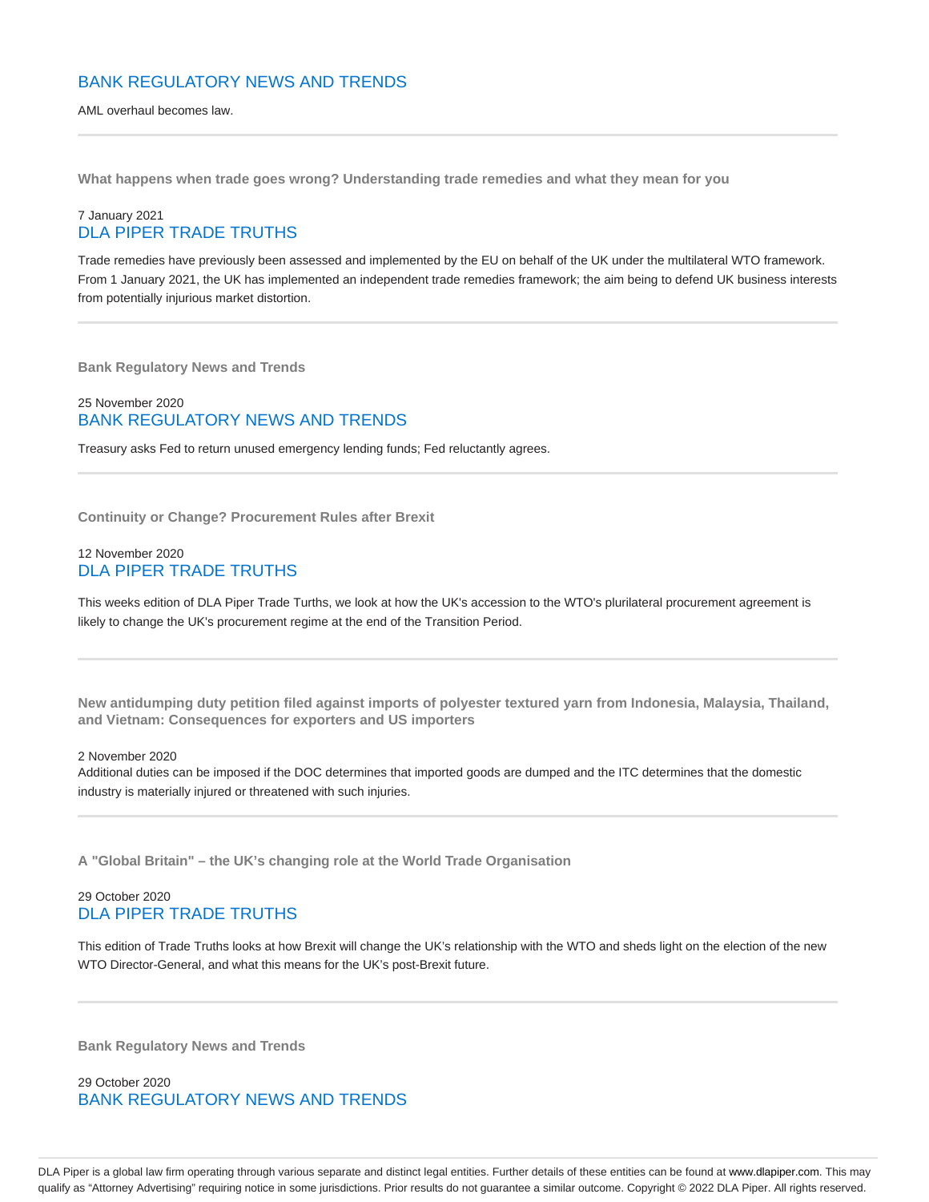## BANK REGULATORY NEWS AND TRENDS

AML overhaul becomes law.

---

**What happens when trade goes wrong? Understanding trade remedies and what they mean for you**

7 January 2021

## DLA PIPER TRADE TRUTHS

Trade remedies have previously been assessed and implemented by the EU on behalf of the UK under the multilateral WTO framework. From 1 January 2021, the UK has implemented an independent trade remedies framework; the aim being to defend UK business interests from potentially injurious market distortion.

---

**Bank Regulatory News and Trends**

25 November 2020

## BANK REGULATORY NEWS AND TRENDS

Treasury asks Fed to return unused emergency lending funds; Fed reluctantly agrees.

---

**Continuity or Change? Procurement Rules after Brexit**

12 November 2020

## DLA PIPER TRADE TRUTHS

This weeks edition of DLA Piper Trade Turths, we look at how the UK's accession to the WTO's plurilateral procurement agreement is likely to change the UK's procurement regime at the end of the Transition Period.

---

**New antidumping duty petition filed against imports of polyester textured yarn from Indonesia, Malaysia, Thailand, and Vietnam: Consequences for exporters and US importers**

2 November 2020

Additional duties can be imposed if the DOC determines that imported goods are dumped and the ITC determines that the domestic industry is materially injured or threatened with such injuries.

---

**A "Global Britain" – the UK's changing role at the World Trade Organisation**

29 October 2020

## DLA PIPER TRADE TRUTHS

This edition of Trade Truths looks at how Brexit will change the UK's relationship with the WTO and sheds light on the election of the new WTO Director-General, and what this means for the UK's post-Brexit future.

---

**Bank Regulatory News and Trends**

29 October 2020

## BANK REGULATORY NEWS AND TRENDS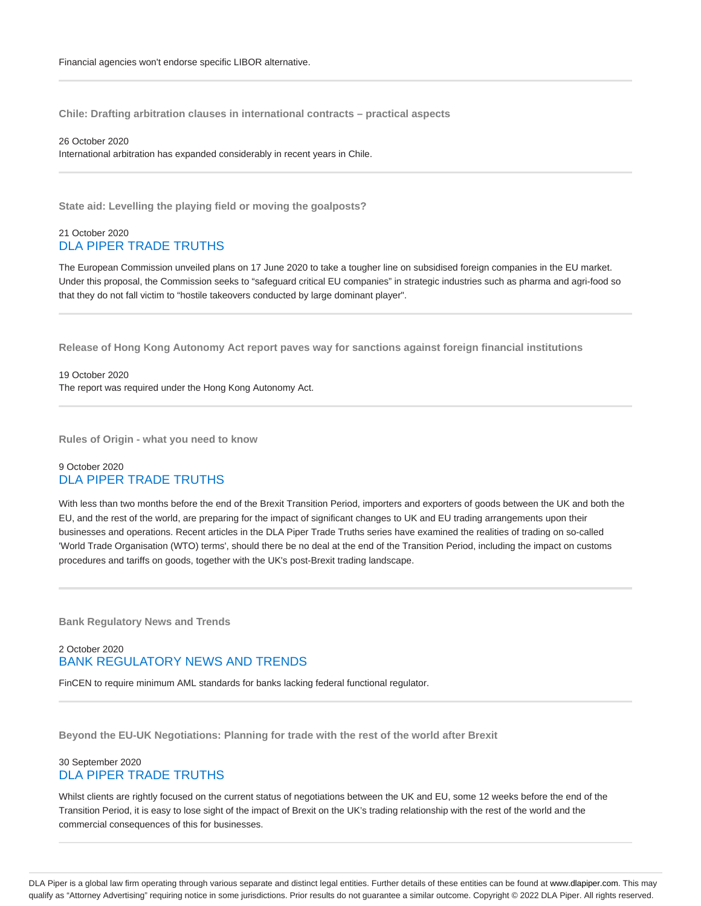Financial agencies won't endorse specific LIBOR alternative.

---

### Chile: Drafting arbitration clauses in international contracts – practical aspects

26 October 2020

International arbitration has expanded considerably in recent years in Chile.

---

### State aid: Levelling the playing field or moving the goalposts?

21 October 2020

DLA PIPER TRADE TRUTHS

The European Commission unveiled plans on 17 June 2020 to take a tougher line on subsidised foreign companies in the EU market. Under this proposal, the Commission seeks to "safeguard critical EU companies" in strategic industries such as pharma and agri-food so that they do not fall victim to "hostile takeovers conducted by large dominant player".

---

### Release of Hong Kong Autonomy Act report paves way for sanctions against foreign financial institutions

19 October 2020

The report was required under the Hong Kong Autonomy Act.

---

### Rules of Origin - what you need to know

9 October 2020

DLA PIPER TRADE TRUTHS

With less than two months before the end of the Brexit Transition Period, importers and exporters of goods between the UK and both the EU, and the rest of the world, are preparing for the impact of significant changes to UK and EU trading arrangements upon their businesses and operations. Recent articles in the DLA Piper Trade Truths series have examined the realities of trading on so-called 'World Trade Organisation (WTO) terms', should there be no deal at the end of the Transition Period, including the impact on customs procedures and tariffs on goods, together with the UK's post-Brexit trading landscape.

---

### Bank Regulatory News and Trends

2 October 2020

BANK REGULATORY NEWS AND TRENDS

FinCEN to require minimum AML standards for banks lacking federal functional regulator.

---

### Beyond the EU-UK Negotiations: Planning for trade with the rest of the world after Brexit

30 September 2020

DLA PIPER TRADE TRUTHS

Whilst clients are rightly focused on the current status of negotiations between the UK and EU, some 12 weeks before the end of the Transition Period, it is easy to lose sight of the impact of Brexit on the UK's trading relationship with the rest of the world and the commercial consequences of this for businesses.

---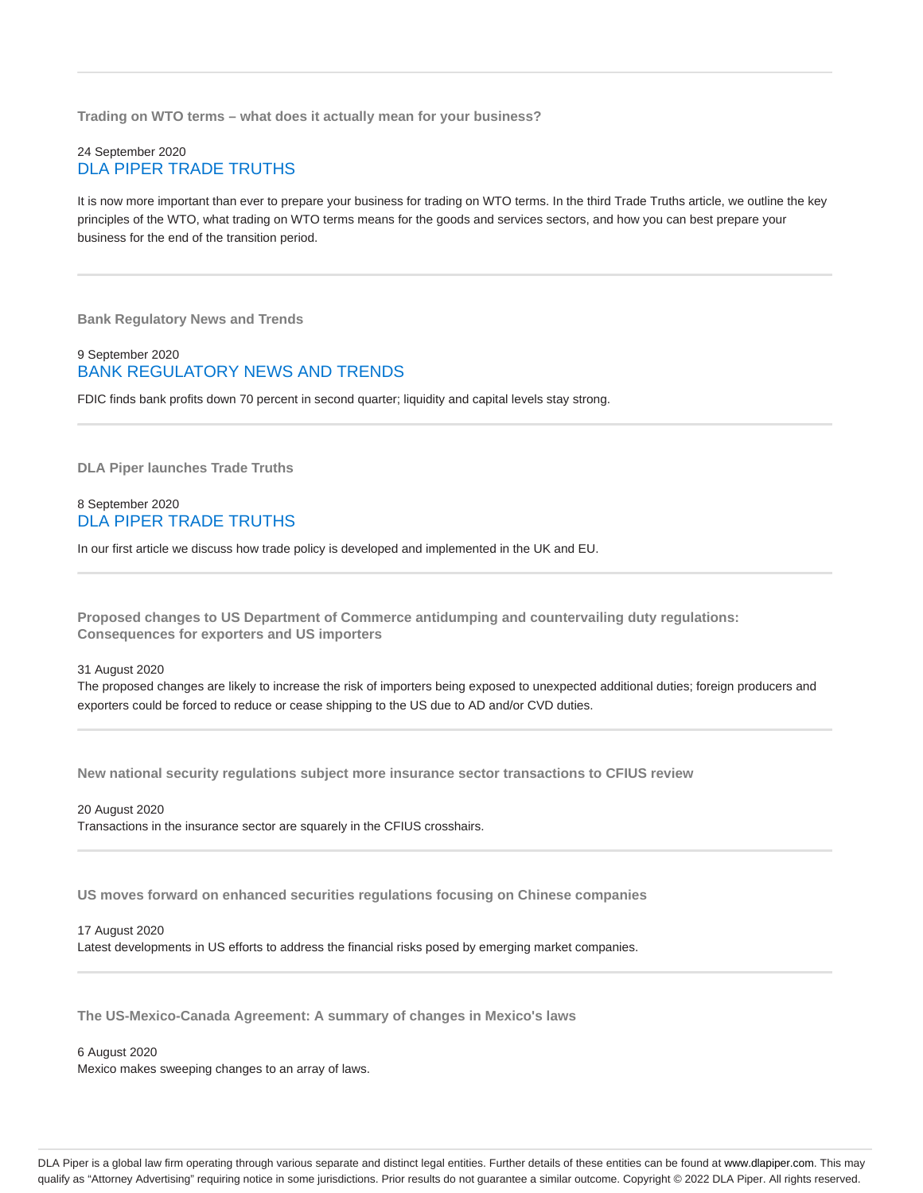### Trading on WTO terms – what does it actually mean for your business?

24 September 2020

DLA PIPER TRADE TRUTHS

It is now more important than ever to prepare your business for trading on WTO terms. In the third Trade Truths article, we outline the key principles of the WTO, what trading on WTO terms means for the goods and services sectors, and how you can best prepare your business for the end of the transition period.

---

### Bank Regulatory News and Trends

9 September 2020

BANK REGULATORY NEWS AND TRENDS

FDIC finds bank profits down 70 percent in second quarter; liquidity and capital levels stay strong.

---

### DLA Piper launches Trade Truths

8 September 2020

DLA PIPER TRADE TRUTHS

In our first article we discuss how trade policy is developed and implemented in the UK and EU.

---

### Proposed changes to US Department of Commerce antidumping and countervailing duty regulations: Consequences for exporters and US importers

31 August 2020

The proposed changes are likely to increase the risk of importers being exposed to unexpected additional duties; foreign producers and exporters could be forced to reduce or cease shipping to the US due to AD and/or CVD duties.

---

### New national security regulations subject more insurance sector transactions to CFIUS review

20 August 2020

Transactions in the insurance sector are squarely in the CFIUS crosshairs.

---

### US moves forward on enhanced securities regulations focusing on Chinese companies

17 August 2020

Latest developments in US efforts to address the financial risks posed by emerging market companies.

---

### The US-Mexico-Canada Agreement: A summary of changes in Mexico's laws

6 August 2020

Mexico makes sweeping changes to an array of laws.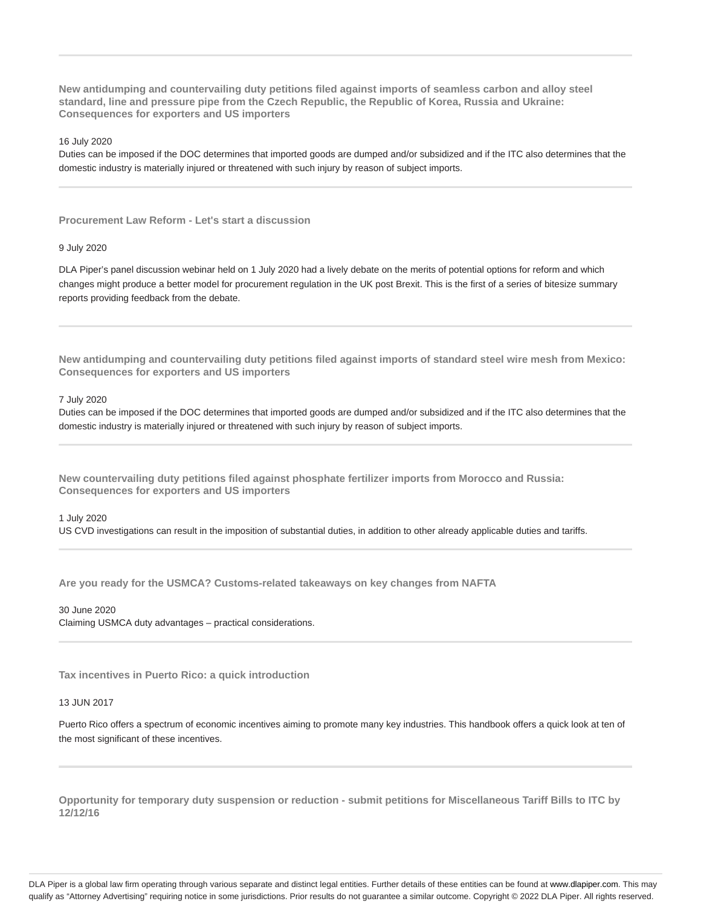**New antidumping and countervailing duty petitions filed against imports of seamless carbon and alloy steel standard, line and pressure pipe from the Czech Republic, the Republic of Korea, Russia and Ukraine: Consequences for exporters and US importers**

16 July 2020

Duties can be imposed if the DOC determines that imported goods are dumped and/or subsidized and if the ITC also determines that the domestic industry is materially injured or threatened with such injury by reason of subject imports.

---

**Procurement Law Reform - Let's start a discussion**

9 July 2020

DLA Piper's panel discussion webinar held on 1 July 2020 had a lively debate on the merits of potential options for reform and which changes might produce a better model for procurement regulation in the UK post Brexit. This is the first of a series of bitesize summary reports providing feedback from the debate.

---

**New antidumping and countervailing duty petitions filed against imports of standard steel wire mesh from Mexico: Consequences for exporters and US importers**

7 July 2020

Duties can be imposed if the DOC determines that imported goods are dumped and/or subsidized and if the ITC also determines that the domestic industry is materially injured or threatened with such injury by reason of subject imports.

---

**New countervailing duty petitions filed against phosphate fertilizer imports from Morocco and Russia: Consequences for exporters and US importers**

1 July 2020

US CVD investigations can result in the imposition of substantial duties, in addition to other already applicable duties and tariffs.

---

**Are you ready for the USMCA? Customs-related takeaways on key changes from NAFTA**

30 June 2020

Claiming USMCA duty advantages – practical considerations.

---

**Tax incentives in Puerto Rico: a quick introduction**

13 JUN 2017

Puerto Rico offers a spectrum of economic incentives aiming to promote many key industries. This handbook offers a quick look at ten of the most significant of these incentives.

---

**Opportunity for temporary duty suspension or reduction - submit petitions for Miscellaneous Tariff Bills to ITC by 12/12/16**

DLA Piper is a global law firm operating through various separate and distinct legal entities. Further details of these entities can be found at www.dlapiper.com. This may qualify as "Attorney Advertising" requiring notice in some jurisdictions. Prior results do not guarantee a similar outcome. Copyright © 2022 DLA Piper. All rights reserved.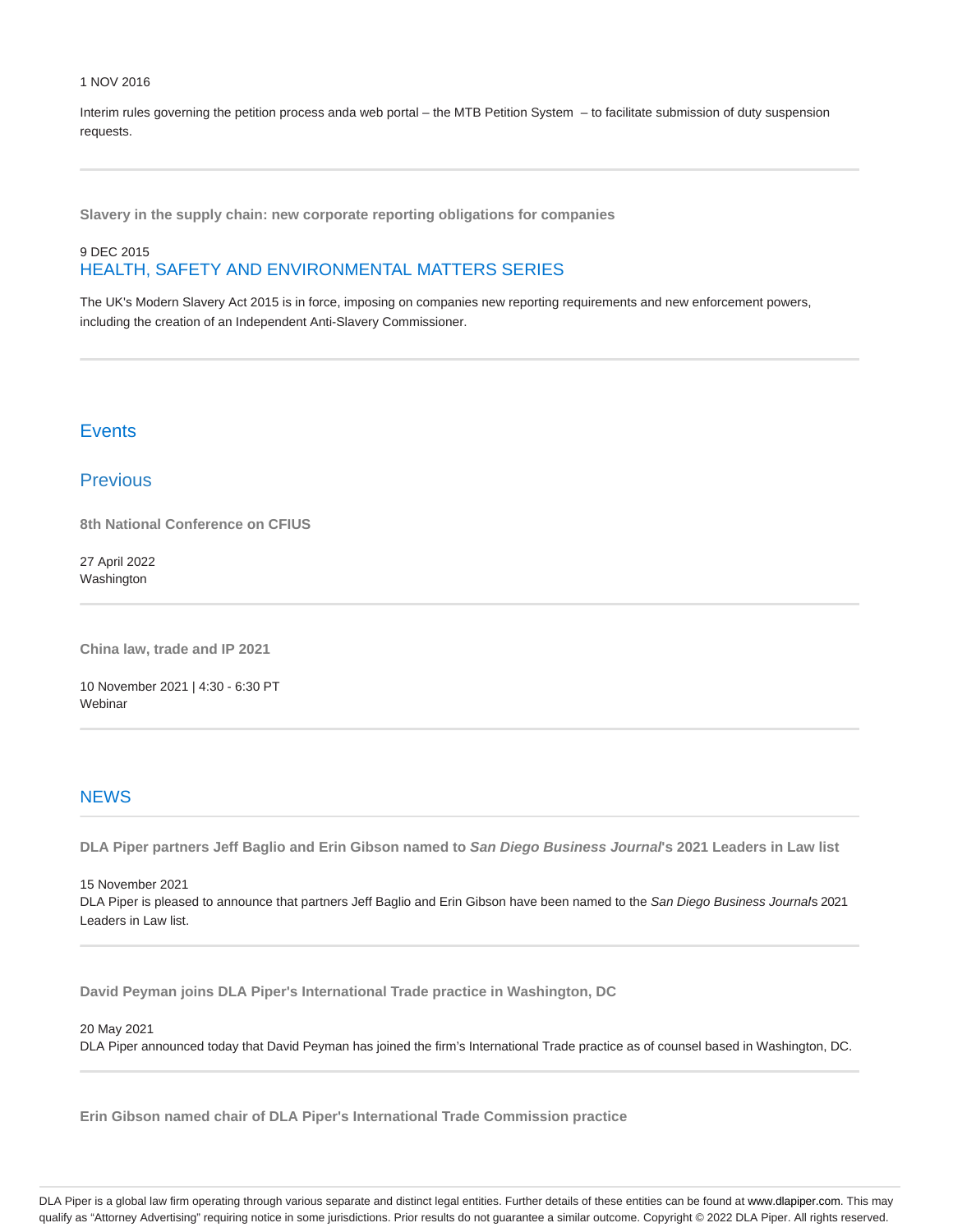1 NOV 2016

Interim rules governing the petition process anda web portal – the MTB Petition System – to facilitate submission of duty suspension requests.

---

**Slavery in the supply chain: new corporate reporting obligations for companies**

9 DEC 2015
HEALTH, SAFETY AND ENVIRONMENTAL MATTERS SERIES

The UK's Modern Slavery Act 2015 is in force, imposing on companies new reporting requirements and new enforcement powers, including the creation of an Independent Anti-Slavery Commissioner.

---

## Events

## Previous

**8th National Conference on CFIUS**

27 April 2022
Washington

---

**China law, trade and IP 2021**

10 November 2021 | 4:30 - 6:30 PT
Webinar

---

## NEWS

---

**DLA Piper partners Jeff Baglio and Erin Gibson named to *San Diego Business Journal*'s 2021 Leaders in Law list**

15 November 2021
DLA Piper is pleased to announce that partners Jeff Baglio and Erin Gibson have been named to the *San Diego Business Journal*s 2021 Leaders in Law list.

---

**David Peyman joins DLA Piper's International Trade practice in Washington, DC**

20 May 2021
DLA Piper announced today that David Peyman has joined the firm's International Trade practice as of counsel based in Washington, DC.

---

**Erin Gibson named chair of DLA Piper's International Trade Commission practice**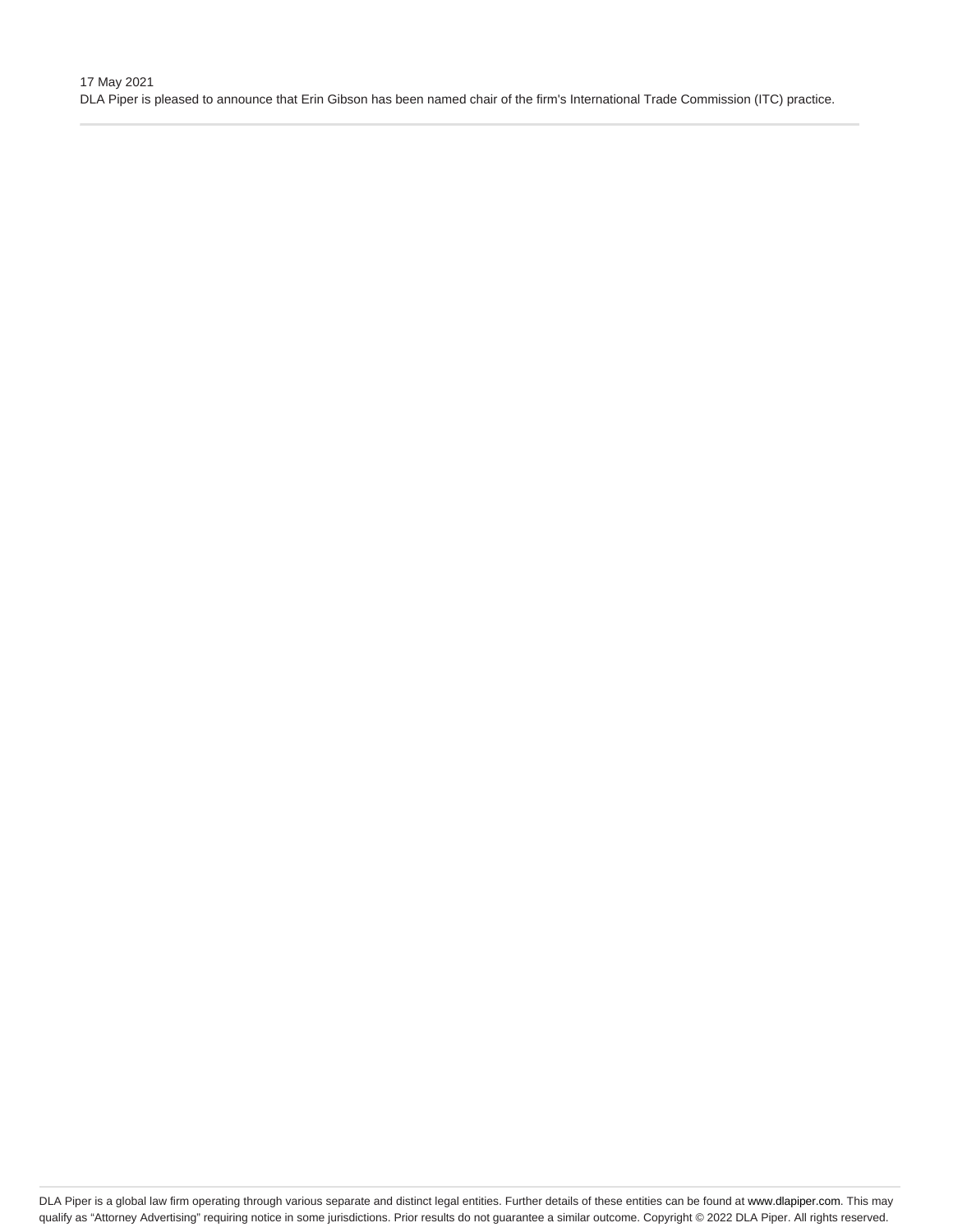17 May 2021

DLA Piper is pleased to announce that Erin Gibson has been named chair of the firm's International Trade Commission (ITC) practice.